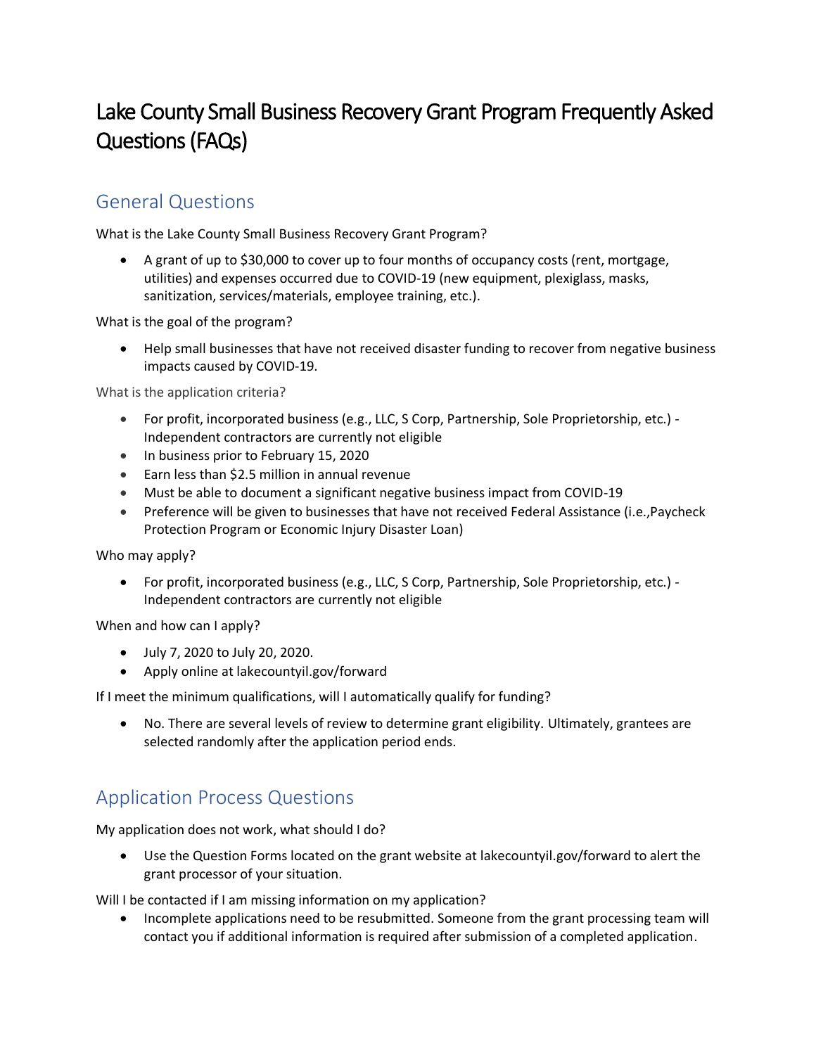# Lake County Small Business Recovery Grant Program Frequently Asked Questions (FAQs)

## General Questions

What is the Lake County Small Business Recovery Grant Program?

- A grant of up to $30,000 to cover up to four months of occupancy costs (rent, mortgage, utilities) and expenses occurred due to COVID-19 (new equipment, plexiglass, masks, sanitization, services/materials, employee training, etc.).

What is the goal of the program?

- Help small businesses that have not received disaster funding to recover from negative business impacts caused by COVID-19.

What is the application criteria?

- For profit, incorporated business (e.g., LLC, S Corp, Partnership, Sole Proprietorship, etc.) - Independent contractors are currently not eligible
- In business prior to February 15, 2020
- Earn less than $2.5 million in annual revenue
- Must be able to document a significant negative business impact from COVID-19
- Preference will be given to businesses that have not received Federal Assistance (i.e.,Paycheck Protection Program or Economic Injury Disaster Loan)

Who may apply?

- For profit, incorporated business (e.g., LLC, S Corp, Partnership, Sole Proprietorship, etc.) - Independent contractors are currently not eligible

When and how can I apply?

- July 7, 2020 to July 20, 2020.
- Apply online at lakecountyil.gov/forward

If I meet the minimum qualifications, will I automatically qualify for funding?

- No. There are several levels of review to determine grant eligibility. Ultimately, grantees are selected randomly after the application period ends.

## Application Process Questions

My application does not work, what should I do?

- Use the Question Forms located on the grant website at lakecountyil.gov/forward to alert the grant processor of your situation.

Will I be contacted if I am missing information on my application?

- Incomplete applications need to be resubmitted. Someone from the grant processing team will contact you if additional information is required after submission of a completed application.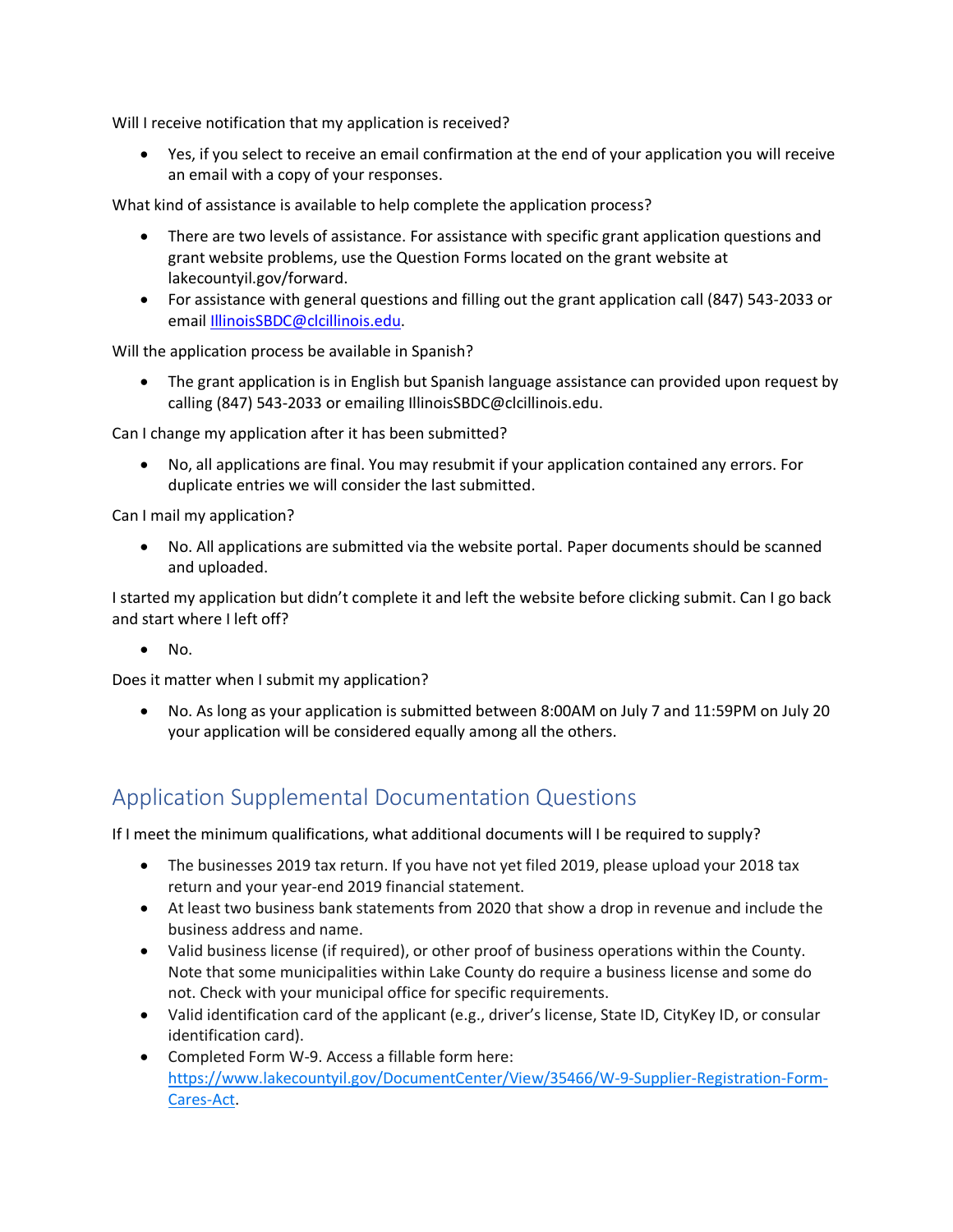Will I receive notification that my application is received?

- Yes, if you select to receive an email confirmation at the end of your application you will receive an email with a copy of your responses.

What kind of assistance is available to help complete the application process?

- There are two levels of assistance. For assistance with specific grant application questions and grant website problems, use the Question Forms located on the grant website at lakecountyil.gov/forward.
- For assistance with general questions and filling out the grant application call (847) 543-2033 or email IllinoisSBDC@clcillinois.edu.

Will the application process be available in Spanish?

- The grant application is in English but Spanish language assistance can provided upon request by calling (847) 543-2033 or emailing IllinoisSBDC@clcillinois.edu.

Can I change my application after it has been submitted?

- No, all applications are final. You may resubmit if your application contained any errors. For duplicate entries we will consider the last submitted.

Can I mail my application?

- No. All applications are submitted via the website portal. Paper documents should be scanned and uploaded.

I started my application but didn't complete it and left the website before clicking submit. Can I go back and start where I left off?

- No.

Does it matter when I submit my application?

- No. As long as your application is submitted between 8:00AM on July 7 and 11:59PM on July 20 your application will be considered equally among all the others.

## Application Supplemental Documentation Questions

If I meet the minimum qualifications, what additional documents will I be required to supply?

- The businesses 2019 tax return. If you have not yet filed 2019, please upload your 2018 tax return and your year-end 2019 financial statement.
- At least two business bank statements from 2020 that show a drop in revenue and include the business address and name.
- Valid business license (if required), or other proof of business operations within the County. Note that some municipalities within Lake County do require a business license and some do not. Check with your municipal office for specific requirements.
- Valid identification card of the applicant (e.g., driver's license, State ID, CityKey ID, or consular identification card).
- Completed Form W-9. Access a fillable form here: https://www.lakecountyil.gov/DocumentCenter/View/35466/W-9-Supplier-Registration-Form-Cares-Act.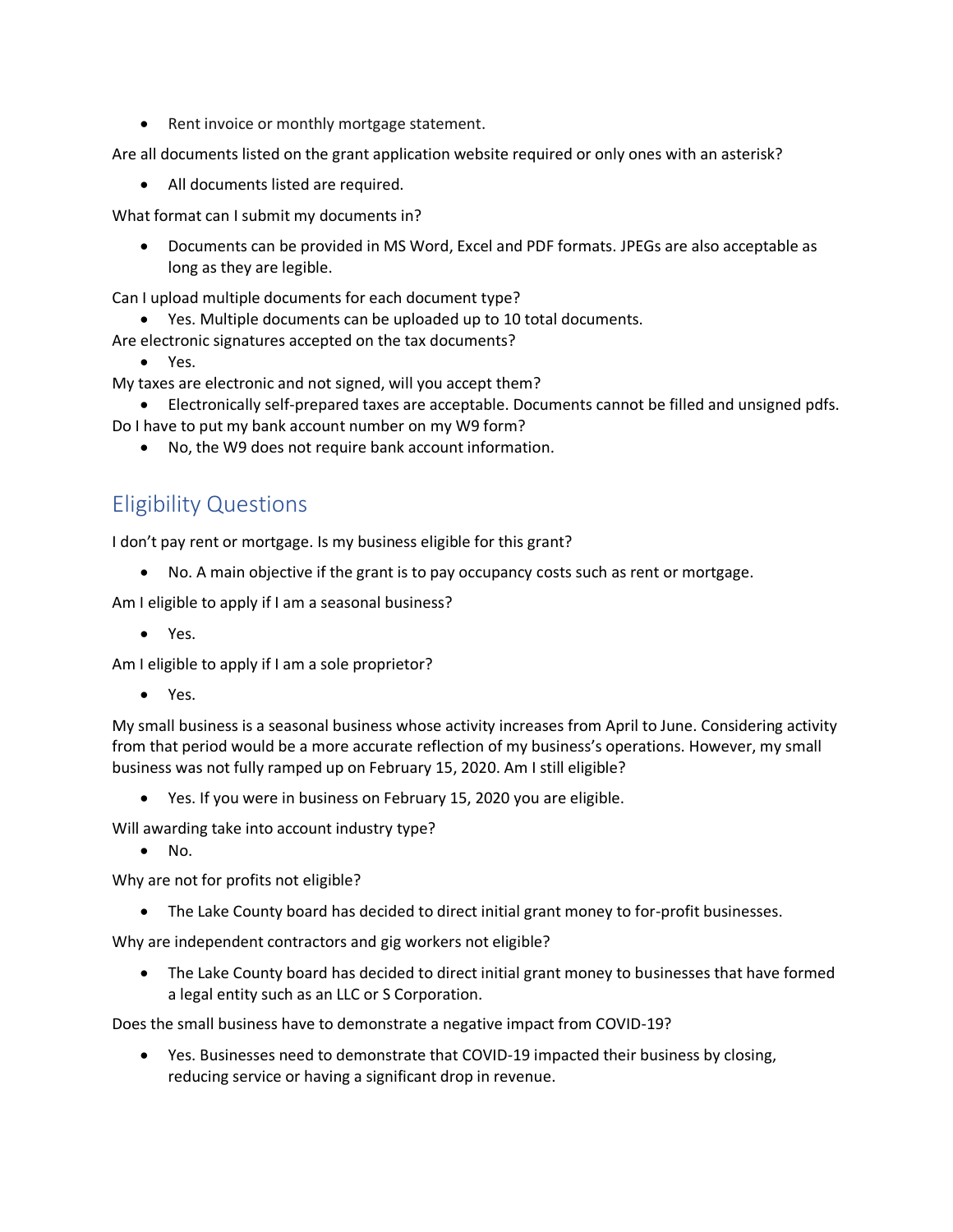- Rent invoice or monthly mortgage statement.

Are all documents listed on the grant application website required or only ones with an asterisk?

- All documents listed are required.

What format can I submit my documents in?

- Documents can be provided in MS Word, Excel and PDF formats. JPEGs are also acceptable as long as they are legible.

Can I upload multiple documents for each document type?

- Yes. Multiple documents can be uploaded up to 10 total documents.

Are electronic signatures accepted on the tax documents?

- Yes.

My taxes are electronic and not signed, will you accept them?

- Electronically self-prepared taxes are acceptable. Documents cannot be filled and unsigned pdfs.

Do I have to put my bank account number on my W9 form?

- No, the W9 does not require bank account information.

## Eligibility Questions

I don't pay rent or mortgage. Is my business eligible for this grant?

- No. A main objective if the grant is to pay occupancy costs such as rent or mortgage.

Am I eligible to apply if I am a seasonal business?

- Yes.

Am I eligible to apply if I am a sole proprietor?

- Yes.

My small business is a seasonal business whose activity increases from April to June. Considering activity from that period would be a more accurate reflection of my business's operations. However, my small business was not fully ramped up on February 15, 2020. Am I still eligible?

- Yes. If you were in business on February 15, 2020 you are eligible.

Will awarding take into account industry type?

- No.

Why are not for profits not eligible?

- The Lake County board has decided to direct initial grant money to for-profit businesses.

Why are independent contractors and gig workers not eligible?

- The Lake County board has decided to direct initial grant money to businesses that have formed a legal entity such as an LLC or S Corporation.

Does the small business have to demonstrate a negative impact from COVID-19?

- Yes. Businesses need to demonstrate that COVID-19 impacted their business by closing, reducing service or having a significant drop in revenue.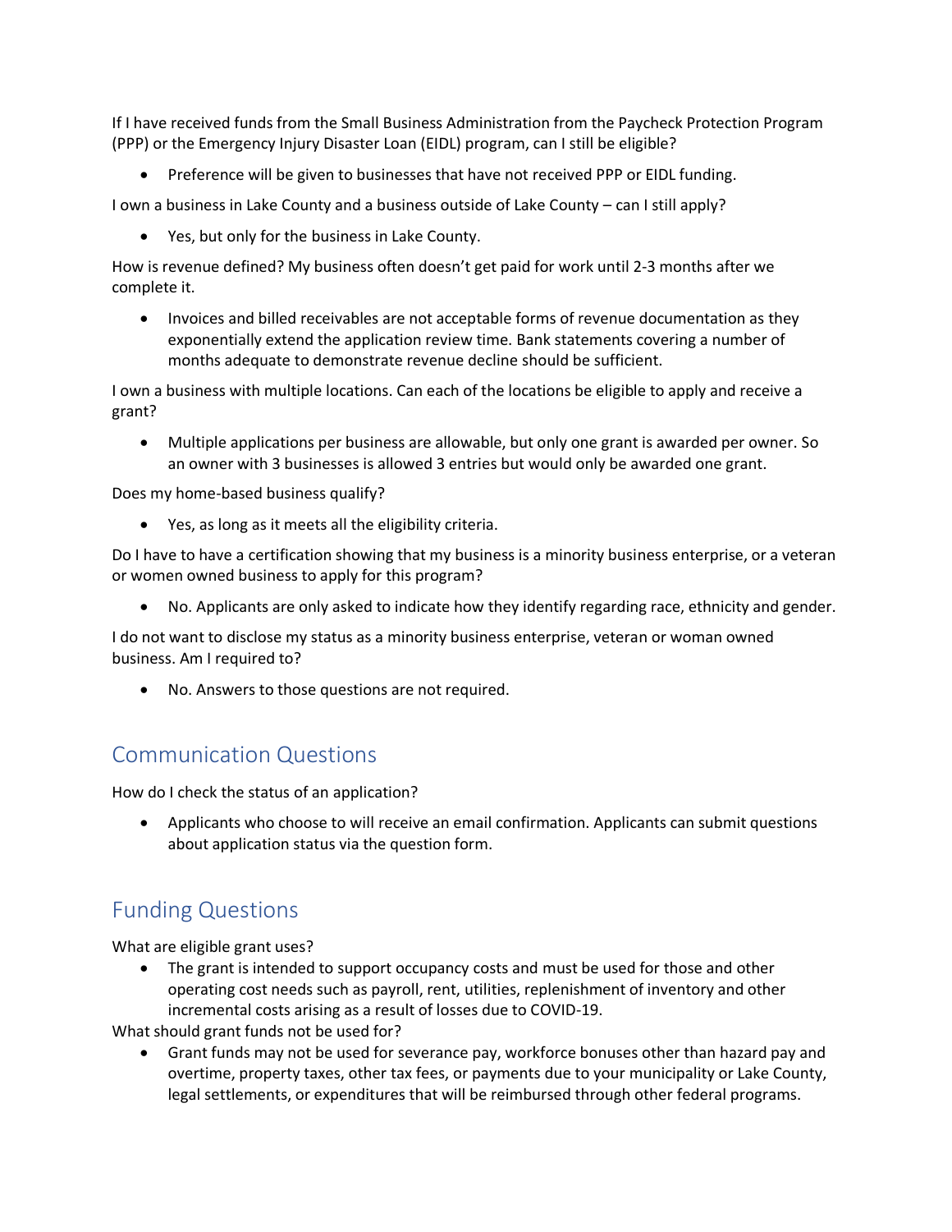If I have received funds from the Small Business Administration from the Paycheck Protection Program (PPP) or the Emergency Injury Disaster Loan (EIDL) program, can I still be eligible?

- Preference will be given to businesses that have not received PPP or EIDL funding.

I own a business in Lake County and a business outside of Lake County – can I still apply?

- Yes, but only for the business in Lake County.

How is revenue defined? My business often doesn't get paid for work until 2-3 months after we complete it.

- Invoices and billed receivables are not acceptable forms of revenue documentation as they exponentially extend the application review time. Bank statements covering a number of months adequate to demonstrate revenue decline should be sufficient.

I own a business with multiple locations. Can each of the locations be eligible to apply and receive a grant?

- Multiple applications per business are allowable, but only one grant is awarded per owner. So an owner with 3 businesses is allowed 3 entries but would only be awarded one grant.

Does my home-based business qualify?

- Yes, as long as it meets all the eligibility criteria.

Do I have to have a certification showing that my business is a minority business enterprise, or a veteran or women owned business to apply for this program?

- No. Applicants are only asked to indicate how they identify regarding race, ethnicity and gender.

I do not want to disclose my status as a minority business enterprise, veteran or woman owned business. Am I required to?

- No. Answers to those questions are not required.

## Communication Questions

How do I check the status of an application?

- Applicants who choose to will receive an email confirmation. Applicants can submit questions about application status via the question form.

## Funding Questions

What are eligible grant uses?

- The grant is intended to support occupancy costs and must be used for those and other operating cost needs such as payroll, rent, utilities, replenishment of inventory and other incremental costs arising as a result of losses due to COVID-19.

What should grant funds not be used for?

- Grant funds may not be used for severance pay, workforce bonuses other than hazard pay and overtime, property taxes, other tax fees, or payments due to your municipality or Lake County, legal settlements, or expenditures that will be reimbursed through other federal programs.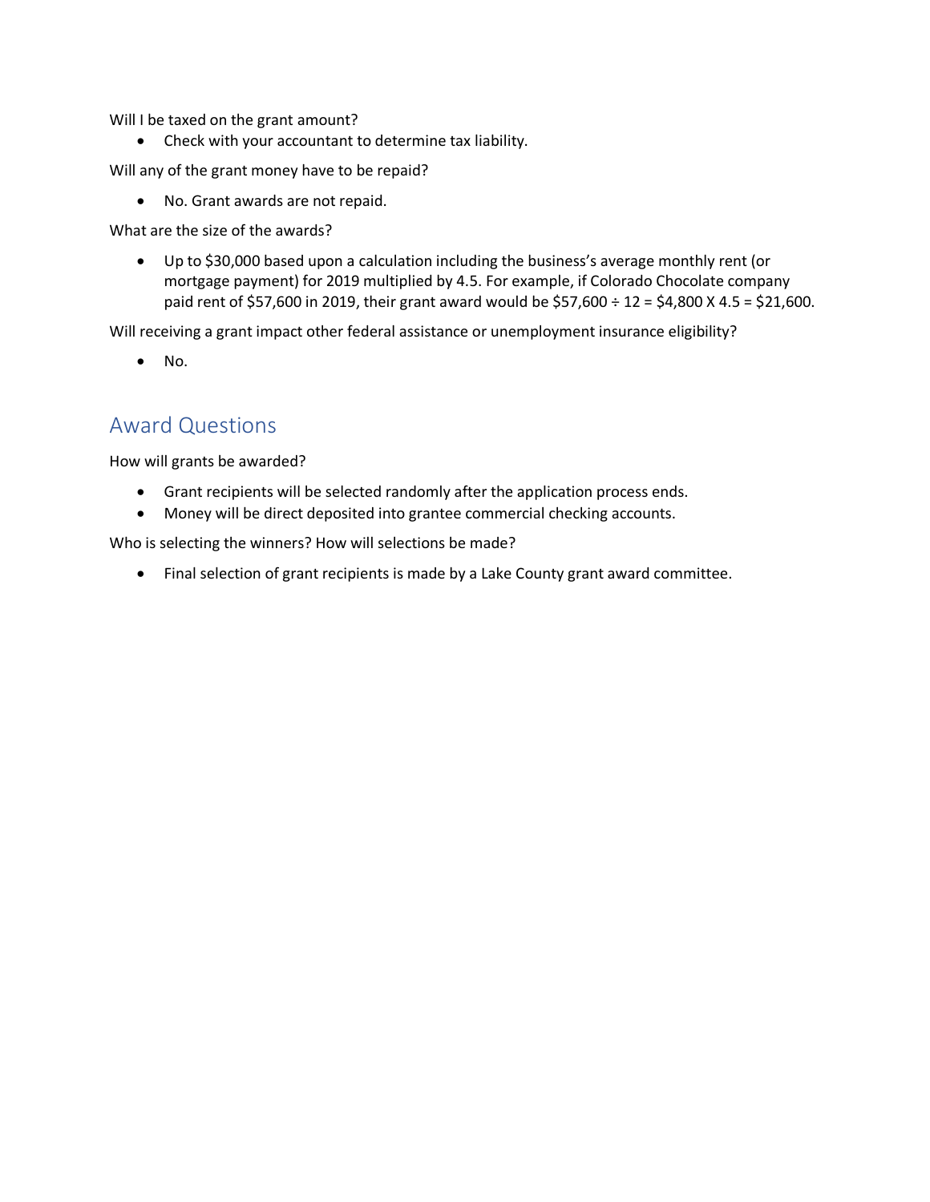Will I be taxed on the grant amount?

- Check with your accountant to determine tax liability.

Will any of the grant money have to be repaid?

- No. Grant awards are not repaid.

What are the size of the awards?

- Up to $30,000 based upon a calculation including the business's average monthly rent (or mortgage payment) for 2019 multiplied by 4.5. For example, if Colorado Chocolate company paid rent of $57,600 in 2019, their grant award would be $57,600 ÷ 12 = $4,800 X 4.5 = $21,600.

Will receiving a grant impact other federal assistance or unemployment insurance eligibility?

- No.

## Award Questions

How will grants be awarded?

- Grant recipients will be selected randomly after the application process ends.
- Money will be direct deposited into grantee commercial checking accounts.

Who is selecting the winners? How will selections be made?

- Final selection of grant recipients is made by a Lake County grant award committee.